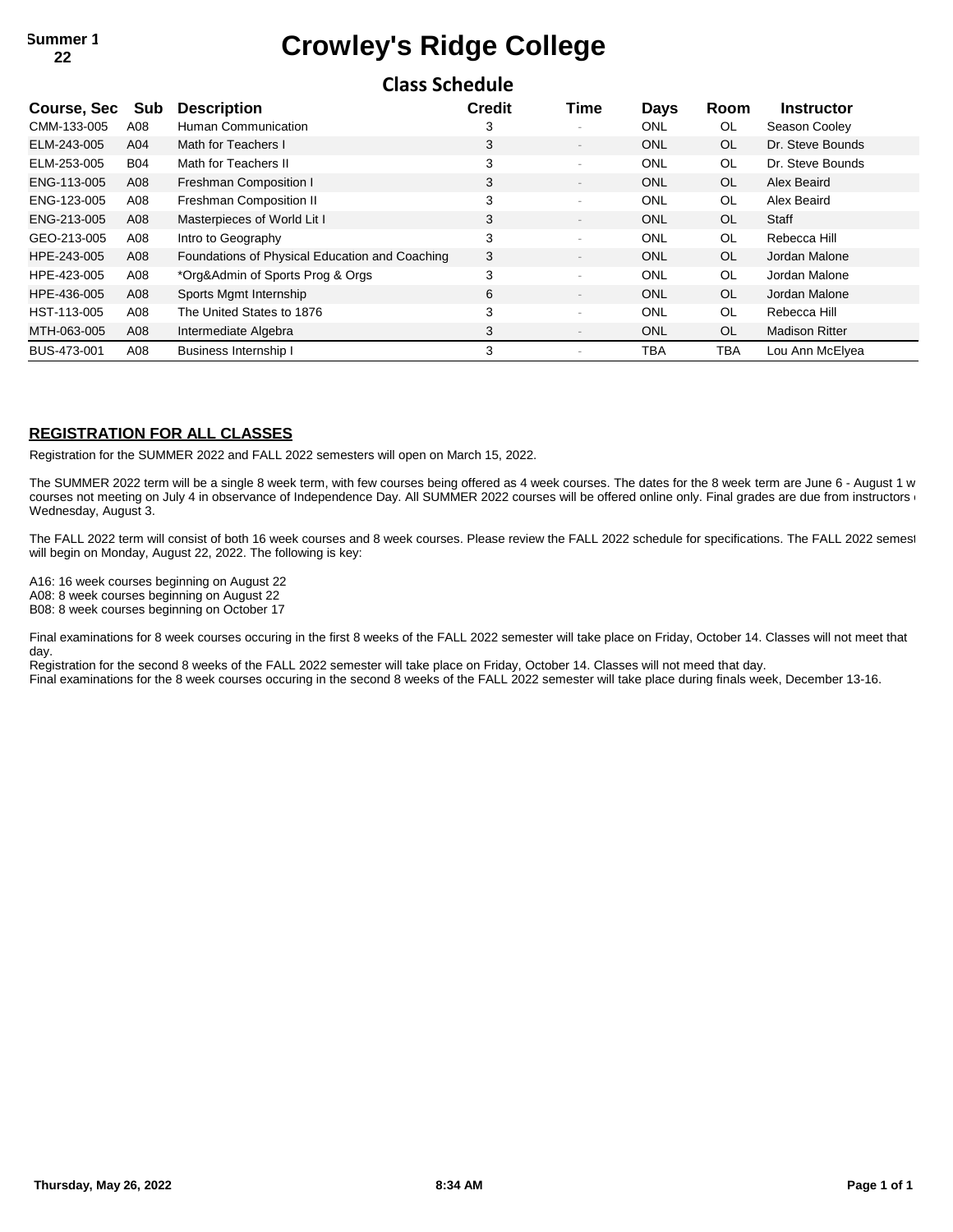Summer 1 22

# Crowley's Ridge College

## Class Schedule

| Course, Sec | Sub | Description | Credit | Time | Days | Room | Instructor |
|---|---|---|---|---|---|---|---|
| CMM-133-005 | A08 | Human Communication | 3 | - | ONL | OL | Season Cooley |
| ELM-243-005 | A04 | Math for Teachers I | 3 | - | ONL | OL | Dr. Steve Bounds |
| ELM-253-005 | B04 | Math for Teachers II | 3 | - | ONL | OL | Dr. Steve Bounds |
| ENG-113-005 | A08 | Freshman Composition I | 3 | - | ONL | OL | Alex Beaird |
| ENG-123-005 | A08 | Freshman Composition II | 3 | - | ONL | OL | Alex Beaird |
| ENG-213-005 | A08 | Masterpieces of World Lit I | 3 | - | ONL | OL | Staff |
| GEO-213-005 | A08 | Intro to Geography | 3 | - | ONL | OL | Rebecca Hill |
| HPE-243-005 | A08 | Foundations of Physical Education and Coaching | 3 | - | ONL | OL | Jordan Malone |
| HPE-423-005 | A08 | *Org&Admin of Sports Prog & Orgs | 3 | - | ONL | OL | Jordan Malone |
| HPE-436-005 | A08 | Sports Mgmt Internship | 6 | - | ONL | OL | Jordan Malone |
| HST-113-005 | A08 | The United States to 1876 | 3 | - | ONL | OL | Rebecca Hill |
| MTH-063-005 | A08 | Intermediate Algebra | 3 | - | ONL | OL | Madison Ritter |
| BUS-473-001 | A08 | Business Internship I | 3 | - | TBA | TBA | Lou Ann McElyea |

**REGISTRATION FOR ALL CLASSES**

Registration for the SUMMER 2022 and FALL 2022 semesters will open on March 15, 2022.

The SUMMER 2022 term will be a single 8 week term, with few courses being offered as 4 week courses. The dates for the 8 week term are June 6 - August 1 w courses not meeting on July 4 in observance of Independence Day. All SUMMER 2022 courses will be offered online only. Final grades are due from instructors Wednesday, August 3.

The FALL 2022 term will consist of both 16 week courses and 8 week courses. Please review the FALL 2022 schedule for specifications. The FALL 2022 semest will begin on Monday, August 22, 2022. The following is key:

A16: 16 week courses beginning on August 22
A08: 8 week courses beginning on August 22
B08: 8 week courses beginning on October 17

Final examinations for 8 week courses occuring in the first 8 weeks of the FALL 2022 semester will take place on Friday, October 14. Classes will not meet that day.
Registration for the second 8 weeks of the FALL 2022 semester will take place on Friday, October 14. Classes will not meed that day.
Final examinations for the 8 week courses occuring in the second 8 weeks of the FALL 2022 semester will take place during finals week, December 13-16.

Thursday, May 26, 2022 8:34 AM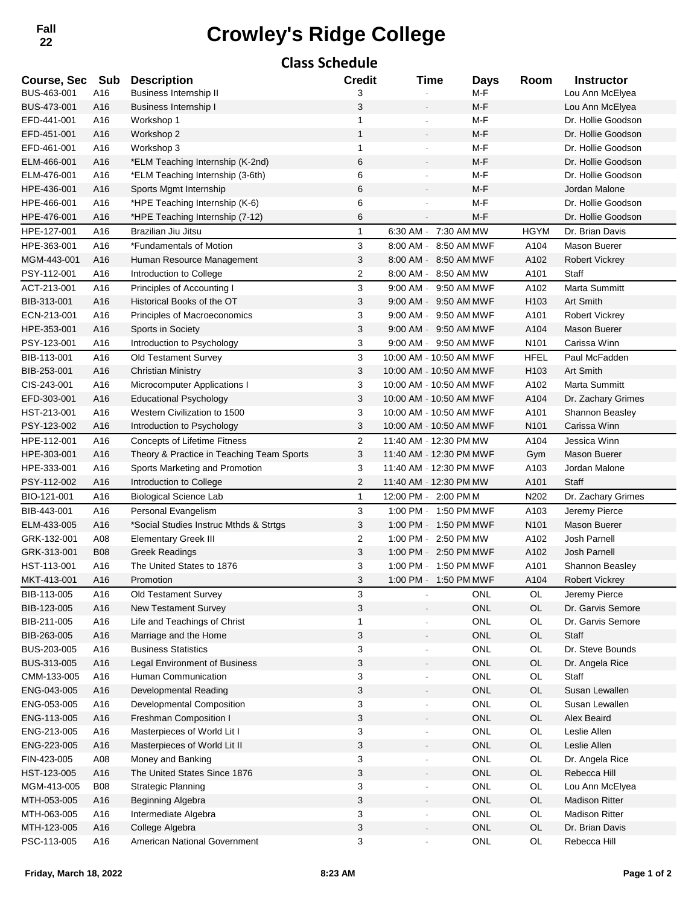Fall 22

# Crowley's Ridge College

## Class Schedule

| Course, Sec | Sub | Description | Credit | Time | Days | Room | Instructor |
|---|---|---|---|---|---|---|---|
| BUS-463-001 | A16 | Business Internship II | 3 | - | M-F | | Lou Ann McElyea |
| BUS-473-001 | A16 | Business Internship I | 3 | - | M-F | | Lou Ann McElyea |
| EFD-441-001 | A16 | Workshop 1 | 1 | - | M-F | | Dr. Hollie Goodson |
| EFD-451-001 | A16 | Workshop 2 | 1 | - | M-F | | Dr. Hollie Goodson |
| EFD-461-001 | A16 | Workshop 3 | 1 | - | M-F | | Dr. Hollie Goodson |
| ELM-466-001 | A16 | *ELM Teaching Internship (K-2nd) | 6 | - | M-F | | Dr. Hollie Goodson |
| ELM-476-001 | A16 | *ELM Teaching Internship (3-6th) | 6 | - | M-F | | Dr. Hollie Goodson |
| HPE-436-001 | A16 | Sports Mgmt Internship | 6 | - | M-F | | Jordan Malone |
| HPE-466-001 | A16 | *HPE Teaching Internship (K-6) | 6 | - | M-F | | Dr. Hollie Goodson |
| HPE-476-001 | A16 | *HPE Teaching Internship (7-12) | 6 | - | M-F | | Dr. Hollie Goodson |
| HPE-127-001 | A16 | Brazilian Jiu Jitsu | 1 | 6:30 AM - 7:30 AM | MW | HGYM | Dr. Brian Davis |
| HPE-363-001 | A16 | *Fundamentals of Motion | 3 | 8:00 AM - 8:50 AM | MWF | A104 | Mason Buerer |
| MGM-443-001 | A16 | Human Resource Management | 3 | 8:00 AM - 8:50 AM | MWF | A102 | Robert Vickrey |
| PSY-112-001 | A16 | Introduction to College | 2 | 8:00 AM - 8:50 AM | MW | A101 | Staff |
| ACT-213-001 | A16 | Principles of Accounting I | 3 | 9:00 AM - 9:50 AM | MWF | A102 | Marta Summitt |
| BIB-313-001 | A16 | Historical Books of the OT | 3 | 9:00 AM - 9:50 AM | MWF | H103 | Art Smith |
| ECN-213-001 | A16 | Principles of Macroeconomics | 3 | 9:00 AM - 9:50 AM | MWF | A101 | Robert Vickrey |
| HPE-353-001 | A16 | Sports in Society | 3 | 9:00 AM - 9:50 AM | MWF | A104 | Mason Buerer |
| PSY-123-001 | A16 | Introduction to Psychology | 3 | 9:00 AM - 9:50 AM | MWF | N101 | Carissa Winn |
| BIB-113-001 | A16 | Old Testament Survey | 3 | 10:00 AM - 10:50 AM | MWF | HFEL | Paul McFadden |
| BIB-253-001 | A16 | Christian Ministry | 3 | 10:00 AM - 10:50 AM | MWF | H103 | Art Smith |
| CIS-243-001 | A16 | Microcomputer Applications I | 3 | 10:00 AM - 10:50 AM | MWF | A102 | Marta Summitt |
| EFD-303-001 | A16 | Educational Psychology | 3 | 10:00 AM - 10:50 AM | MWF | A104 | Dr. Zachary Grimes |
| HST-213-001 | A16 | Western Civilization to 1500 | 3 | 10:00 AM - 10:50 AM | MWF | A101 | Shannon Beasley |
| PSY-123-002 | A16 | Introduction to Psychology | 3 | 10:00 AM - 10:50 AM | MWF | N101 | Carissa Winn |
| HPE-112-001 | A16 | Concepts of Lifetime Fitness | 2 | 11:40 AM - 12:30 PM | MW | A104 | Jessica Winn |
| HPE-303-001 | A16 | Theory & Practice in Teaching Team Sports | 3 | 11:40 AM - 12:30 PM | MWF | Gym | Mason Buerer |
| HPE-333-001 | A16 | Sports Marketing and Promotion | 3 | 11:40 AM - 12:30 PM | MWF | A103 | Jordan Malone |
| PSY-112-002 | A16 | Introduction to College | 2 | 11:40 AM - 12:30 PM | MW | A101 | Staff |
| BIO-121-001 | A16 | Biological Science Lab | 1 | 12:00 PM - 2:00 PM | M | N202 | Dr. Zachary Grimes |
| BIB-443-001 | A16 | Personal Evangelism | 3 | 1:00 PM - 1:50 PM | MWF | A103 | Jeremy Pierce |
| ELM-433-005 | A16 | *Social Studies Instruc Mthds & Strtgs | 3 | 1:00 PM - 1:50 PM | MWF | N101 | Mason Buerer |
| GRK-132-001 | A08 | Elementary Greek III | 2 | 1:00 PM - 2:50 PM | MW | A102 | Josh Parnell |
| GRK-313-001 | B08 | Greek Readings | 3 | 1:00 PM - 2:50 PM | MWF | A102 | Josh Parnell |
| HST-113-001 | A16 | The United States to 1876 | 3 | 1:00 PM - 1:50 PM | MWF | A101 | Shannon Beasley |
| MKT-413-001 | A16 | Promotion | 3 | 1:00 PM - 1:50 PM | MWF | A104 | Robert Vickrey |
| BIB-113-005 | A16 | Old Testament Survey | 3 | - | ONL | OL | Jeremy Pierce |
| BIB-123-005 | A16 | New Testament Survey | 3 | - | ONL | OL | Dr. Garvis Semore |
| BIB-211-005 | A16 | Life and Teachings of Christ | 1 | - | ONL | OL | Dr. Garvis Semore |
| BIB-263-005 | A16 | Marriage and the Home | 3 | - | ONL | OL | Staff |
| BUS-203-005 | A16 | Business Statistics | 3 | - | ONL | OL | Dr. Steve Bounds |
| BUS-313-005 | A16 | Legal Environment of Business | 3 | - | ONL | OL | Dr. Angela Rice |
| CMM-133-005 | A16 | Human Communication | 3 | - | ONL | OL | Staff |
| ENG-043-005 | A16 | Developmental Reading | 3 | - | ONL | OL | Susan Lewallen |
| ENG-053-005 | A16 | Developmental Composition | 3 | - | ONL | OL | Susan Lewallen |
| ENG-113-005 | A16 | Freshman Composition I | 3 | - | ONL | OL | Alex Beaird |
| ENG-213-005 | A16 | Masterpieces of World Lit I | 3 | - | ONL | OL | Leslie Allen |
| ENG-223-005 | A16 | Masterpieces of World Lit II | 3 | - | ONL | OL | Leslie Allen |
| FIN-423-005 | A08 | Money and Banking | 3 | - | ONL | OL | Dr. Angela Rice |
| HST-123-005 | A16 | The United States Since 1876 | 3 | - | ONL | OL | Rebecca Hill |
| MGM-413-005 | B08 | Strategic Planning | 3 | - | ONL | OL | Lou Ann McElyea |
| MTH-053-005 | A16 | Beginning Algebra | 3 | - | ONL | OL | Madison Ritter |
| MTH-063-005 | A16 | Intermediate Algebra | 3 | - | ONL | OL | Madison Ritter |
| MTH-123-005 | A16 | College Algebra | 3 | - | ONL | OL | Dr. Brian Davis |
| PSC-113-005 | A16 | American National Government | 3 | - | ONL | OL | Rebecca Hill |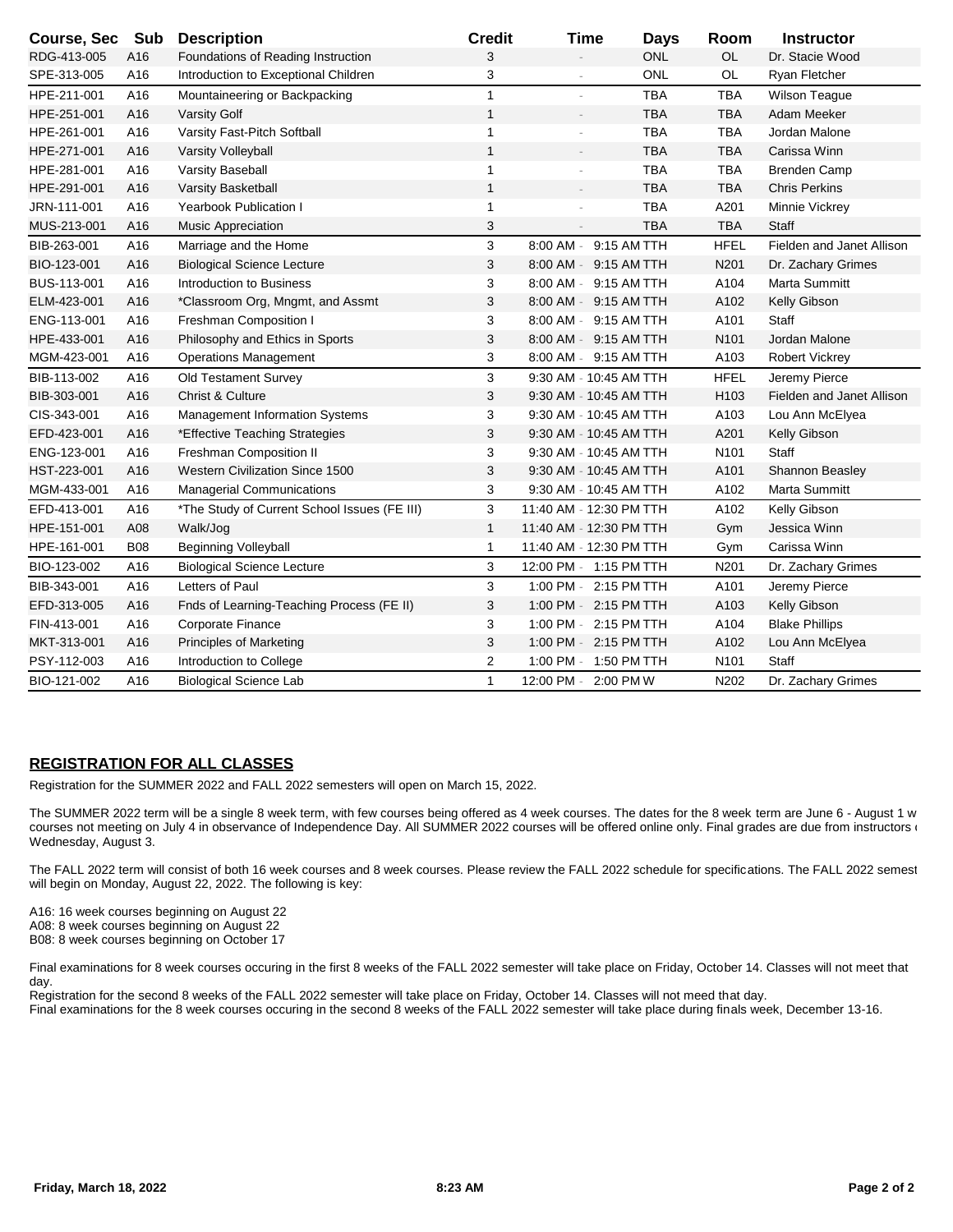| Course, Sec | Sub | Description | Credit | Time | Days | Room | Instructor |
|---|---|---|---|---|---|---|---|
| RDG-413-005 | A16 | Foundations of Reading Instruction | 3 | - | ONL | OL | Dr. Stacie Wood |
| SPE-313-005 | A16 | Introduction to Exceptional Children | 3 | - | ONL | OL | Ryan Fletcher |
| HPE-211-001 | A16 | Mountaineering or Backpacking | 1 | - | TBA | TBA | Wilson Teague |
| HPE-251-001 | A16 | Varsity Golf | 1 | - | TBA | TBA | Adam Meeker |
| HPE-261-001 | A16 | Varsity Fast-Pitch Softball | 1 | - | TBA | TBA | Jordan Malone |
| HPE-271-001 | A16 | Varsity Volleyball | 1 | - | TBA | TBA | Carissa Winn |
| HPE-281-001 | A16 | Varsity Baseball | 1 | - | TBA | TBA | Brenden Camp |
| HPE-291-001 | A16 | Varsity Basketball | 1 | - | TBA | TBA | Chris Perkins |
| JRN-111-001 | A16 | Yearbook Publication I | 1 | - | TBA | A201 | Minnie Vickrey |
| MUS-213-001 | A16 | Music Appreciation | 3 | - | TBA | TBA | Staff |
| BIB-263-001 | A16 | Marriage and the Home | 3 | 8:00 AM - 9:15 AM | TTH | HFEL | Fielden and Janet Allison |
| BIO-123-001 | A16 | Biological Science Lecture | 3 | 8:00 AM - 9:15 AM | TTH | N201 | Dr. Zachary Grimes |
| BUS-113-001 | A16 | Introduction to Business | 3 | 8:00 AM - 9:15 AM | TTH | A104 | Marta Summitt |
| ELM-423-001 | A16 | *Classroom Org, Mngmt, and Assmt | 3 | 8:00 AM - 9:15 AM | TTH | A102 | Kelly Gibson |
| ENG-113-001 | A16 | Freshman Composition I | 3 | 8:00 AM - 9:15 AM | TTH | A101 | Staff |
| HPE-433-001 | A16 | Philosophy and Ethics in Sports | 3 | 8:00 AM - 9:15 AM | TTH | N101 | Jordan Malone |
| MGM-423-001 | A16 | Operations Management | 3 | 8:00 AM - 9:15 AM | TTH | A103 | Robert Vickrey |
| BIB-113-002 | A16 | Old Testament Survey | 3 | 9:30 AM - 10:45 AM | TTH | HFEL | Jeremy Pierce |
| BIB-303-001 | A16 | Christ & Culture | 3 | 9:30 AM - 10:45 AM | TTH | H103 | Fielden and Janet Allison |
| CIS-343-001 | A16 | Management Information Systems | 3 | 9:30 AM - 10:45 AM | TTH | A103 | Lou Ann McElyea |
| EFD-423-001 | A16 | *Effective Teaching Strategies | 3 | 9:30 AM - 10:45 AM | TTH | A201 | Kelly Gibson |
| ENG-123-001 | A16 | Freshman Composition II | 3 | 9:30 AM - 10:45 AM | TTH | N101 | Staff |
| HST-223-001 | A16 | Western Civilization Since 1500 | 3 | 9:30 AM - 10:45 AM | TTH | A101 | Shannon Beasley |
| MGM-433-001 | A16 | Managerial Communications | 3 | 9:30 AM - 10:45 AM | TTH | A102 | Marta Summitt |
| EFD-413-001 | A16 | *The Study of Current School Issues (FE III) | 3 | 11:40 AM - 12:30 PM | TTH | A102 | Kelly Gibson |
| HPE-151-001 | A08 | Walk/Jog | 1 | 11:40 AM - 12:30 PM | TTH | Gym | Jessica Winn |
| HPE-161-001 | B08 | Beginning Volleyball | 1 | 11:40 AM - 12:30 PM | TTH | Gym | Carissa Winn |
| BIO-123-002 | A16 | Biological Science Lecture | 3 | 12:00 PM - 1:15 PM | TTH | N201 | Dr. Zachary Grimes |
| BIB-343-001 | A16 | Letters of Paul | 3 | 1:00 PM - 2:15 PM | TTH | A101 | Jeremy Pierce |
| EFD-313-005 | A16 | Fnds of Learning-Teaching Process (FE II) | 3 | 1:00 PM - 2:15 PM | TTH | A103 | Kelly Gibson |
| FIN-413-001 | A16 | Corporate Finance | 3 | 1:00 PM - 2:15 PM | TTH | A104 | Blake Phillips |
| MKT-313-001 | A16 | Principles of Marketing | 3 | 1:00 PM - 2:15 PM | TTH | A102 | Lou Ann McElyea |
| PSY-112-003 | A16 | Introduction to College | 2 | 1:00 PM - 1:50 PM | TTH | N101 | Staff |
| BIO-121-002 | A16 | Biological Science Lab | 1 | 12:00 PM - 2:00 PM | W | N202 | Dr. Zachary Grimes |

## REGISTRATION FOR ALL CLASSES

Registration for the SUMMER 2022 and FALL 2022 semesters will open on March 15, 2022.

The SUMMER 2022 term will be a single 8 week term, with few courses being offered as 4 week courses. The dates for the 8 week term are June 6 - August 1 w courses not meeting on July 4 in observance of Independence Day. All SUMMER 2022 courses will be offered online only. Final grades are due from instructors Wednesday, August 3.

The FALL 2022 term will consist of both 16 week courses and 8 week courses. Please review the FALL 2022 schedule for specifications. The FALL 2022 semest will begin on Monday, August 22, 2022. The following is key:

A16: 16 week courses beginning on August 22
A08: 8 week courses beginning on August 22
B08: 8 week courses beginning on October 17

Final examinations for 8 week courses occuring in the first 8 weeks of the FALL 2022 semester will take place on Friday, October 14. Classes will not meet that day.
Registration for the second 8 weeks of the FALL 2022 semester will take place on Friday, October 14. Classes will not meed that day.
Final examinations for the 8 week courses occuring in the second 8 weeks of the FALL 2022 semester will take place during finals week, December 13-16.

**Friday, March 18, 2022** **8:23 AM**